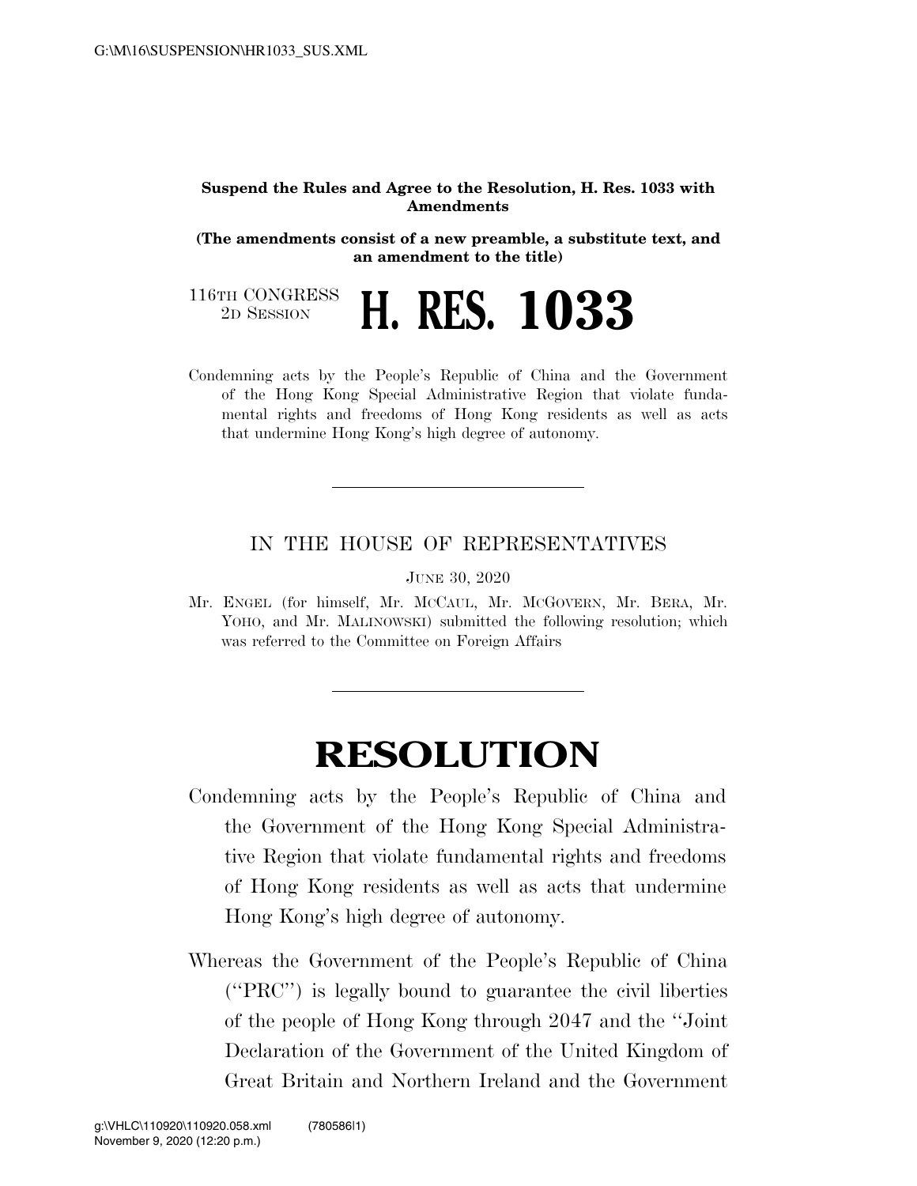**Suspend the Rules and Agree to the Resolution, H. Res. 1033 with Amendments**

**(The amendments consist of a new preamble, a substitute text, and an amendment to the title)**

116TH CONGRESS
2D SESSION

# H. RES. 1033

Condemning acts by the People's Republic of China and the Government of the Hong Kong Special Administrative Region that violate fundamental rights and freedoms of Hong Kong residents as well as acts that undermine Hong Kong's high degree of autonomy.

---

IN THE HOUSE OF REPRESENTATIVES

JUNE 30, 2020

Mr. ENGEL (for himself, Mr. MCCAUL, Mr. MCGOVERN, Mr. BERA, Mr. YOHO, and Mr. MALINOWSKI) submitted the following resolution; which was referred to the Committee on Foreign Affairs

---

# RESOLUTION

Condemning acts by the People's Republic of China and the Government of the Hong Kong Special Administrative Region that violate fundamental rights and freedoms of Hong Kong residents as well as acts that undermine Hong Kong's high degree of autonomy.

Whereas the Government of the People's Republic of China ("PRC") is legally bound to guarantee the civil liberties of the people of Hong Kong through 2047 and the "Joint Declaration of the Government of the United Kingdom of Great Britain and Northern Ireland and the Government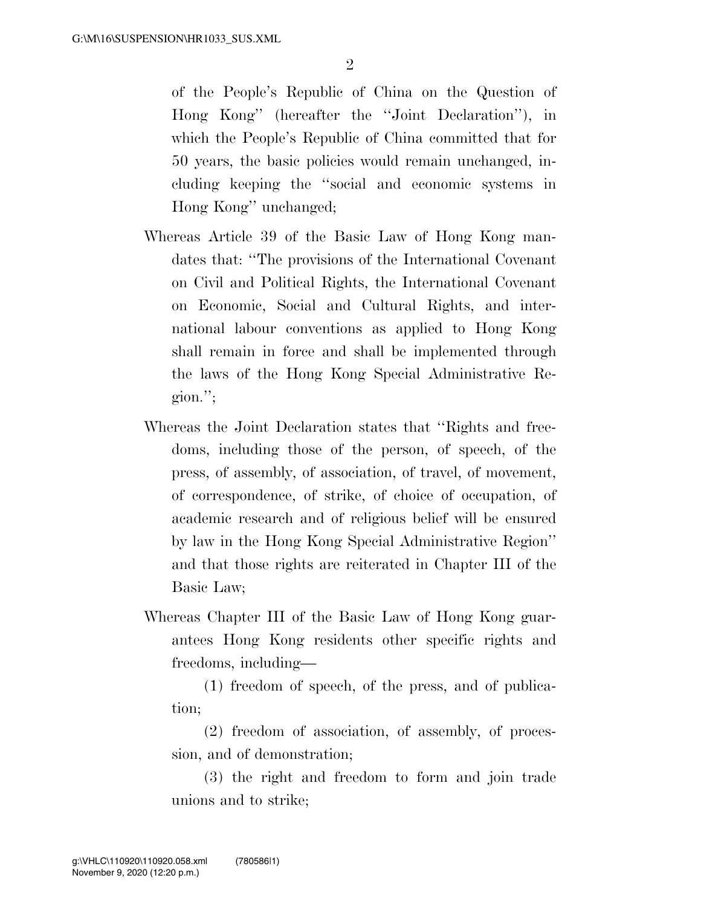of the People's Republic of China on the Question of Hong Kong'' (hereafter the ''Joint Declaration''), in which the People's Republic of China committed that for 50 years, the basic policies would remain unchanged, including keeping the ''social and economic systems in Hong Kong'' unchanged;

Whereas Article 39 of the Basic Law of Hong Kong mandates that: ''The provisions of the International Covenant on Civil and Political Rights, the International Covenant on Economic, Social and Cultural Rights, and international labour conventions as applied to Hong Kong shall remain in force and shall be implemented through the laws of the Hong Kong Special Administrative Region.'';

Whereas the Joint Declaration states that ''Rights and freedoms, including those of the person, of speech, of the press, of assembly, of association, of travel, of movement, of correspondence, of strike, of choice of occupation, of academic research and of religious belief will be ensured by law in the Hong Kong Special Administrative Region'' and that those rights are reiterated in Chapter III of the Basic Law;

Whereas Chapter III of the Basic Law of Hong Kong guarantees Hong Kong residents other specific rights and freedoms, including—

(1) freedom of speech, of the press, and of publication;

(2) freedom of association, of assembly, of procession, and of demonstration;

(3) the right and freedom to form and join trade unions and to strike;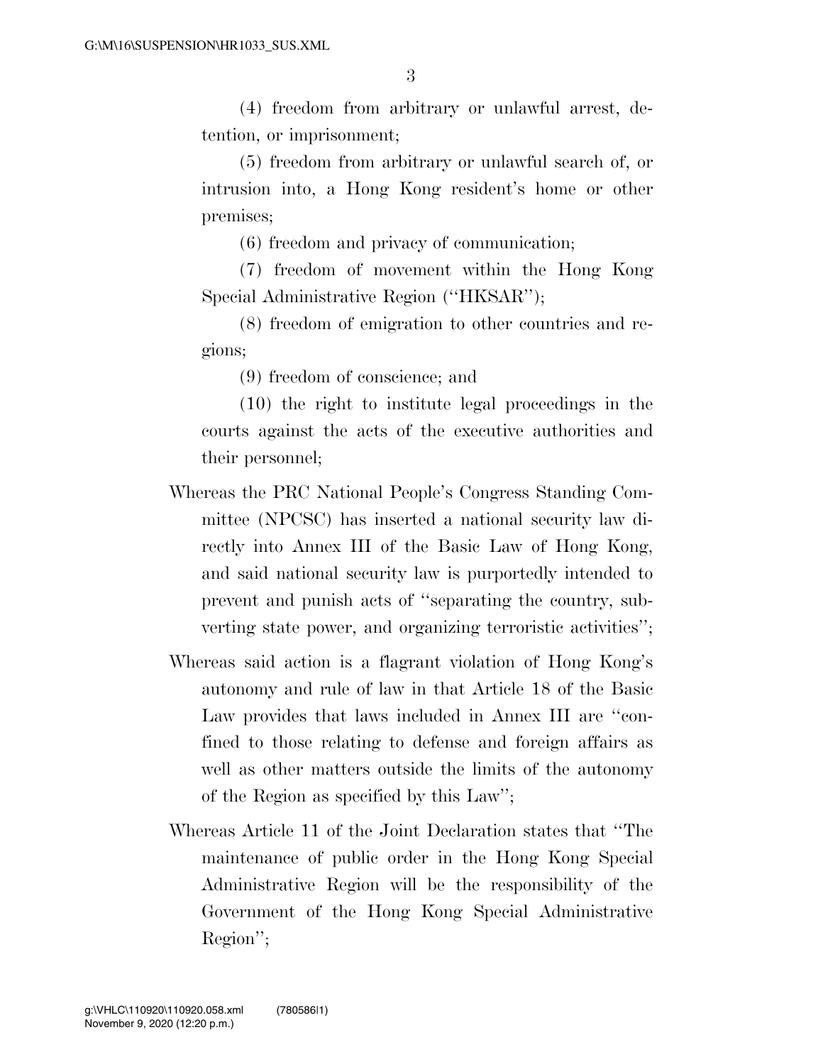(4) freedom from arbitrary or unlawful arrest, detention, or imprisonment;

(5) freedom from arbitrary or unlawful search of, or intrusion into, a Hong Kong resident's home or other premises;

(6) freedom and privacy of communication;

(7) freedom of movement within the Hong Kong Special Administrative Region (''HKSAR'');

(8) freedom of emigration to other countries and regions;

(9) freedom of conscience; and

(10) the right to institute legal proceedings in the courts against the acts of the executive authorities and their personnel;

Whereas the PRC National People's Congress Standing Committee (NPCSC) has inserted a national security law directly into Annex III of the Basic Law of Hong Kong, and said national security law is purportedly intended to prevent and punish acts of ''separating the country, subverting state power, and organizing terroristic activities'';

Whereas said action is a flagrant violation of Hong Kong's autonomy and rule of law in that Article 18 of the Basic Law provides that laws included in Annex III are ''confined to those relating to defense and foreign affairs as well as other matters outside the limits of the autonomy of the Region as specified by this Law'';

Whereas Article 11 of the Joint Declaration states that ''The maintenance of public order in the Hong Kong Special Administrative Region will be the responsibility of the Government of the Hong Kong Special Administrative Region'';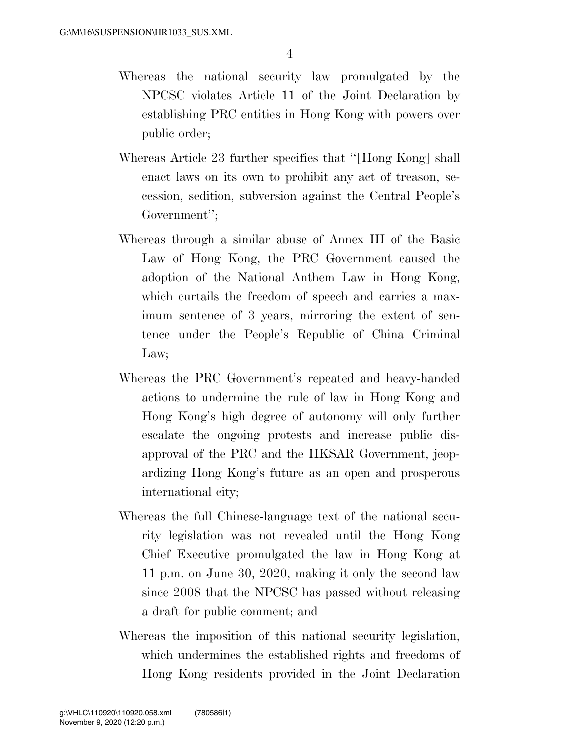Whereas the national security law promulgated by the NPCSC violates Article 11 of the Joint Declaration by establishing PRC entities in Hong Kong with powers over public order;

Whereas Article 23 further specifies that "[Hong Kong] shall enact laws on its own to prohibit any act of treason, secession, sedition, subversion against the Central People's Government";

Whereas through a similar abuse of Annex III of the Basic Law of Hong Kong, the PRC Government caused the adoption of the National Anthem Law in Hong Kong, which curtails the freedom of speech and carries a maximum sentence of 3 years, mirroring the extent of sentence under the People's Republic of China Criminal Law;

Whereas the PRC Government's repeated and heavy-handed actions to undermine the rule of law in Hong Kong and Hong Kong's high degree of autonomy will only further escalate the ongoing protests and increase public disapproval of the PRC and the HKSAR Government, jeopardizing Hong Kong's future as an open and prosperous international city;

Whereas the full Chinese-language text of the national security legislation was not revealed until the Hong Kong Chief Executive promulgated the law in Hong Kong at 11 p.m. on June 30, 2020, making it only the second law since 2008 that the NPCSC has passed without releasing a draft for public comment; and

Whereas the imposition of this national security legislation, which undermines the established rights and freedoms of Hong Kong residents provided in the Joint Declaration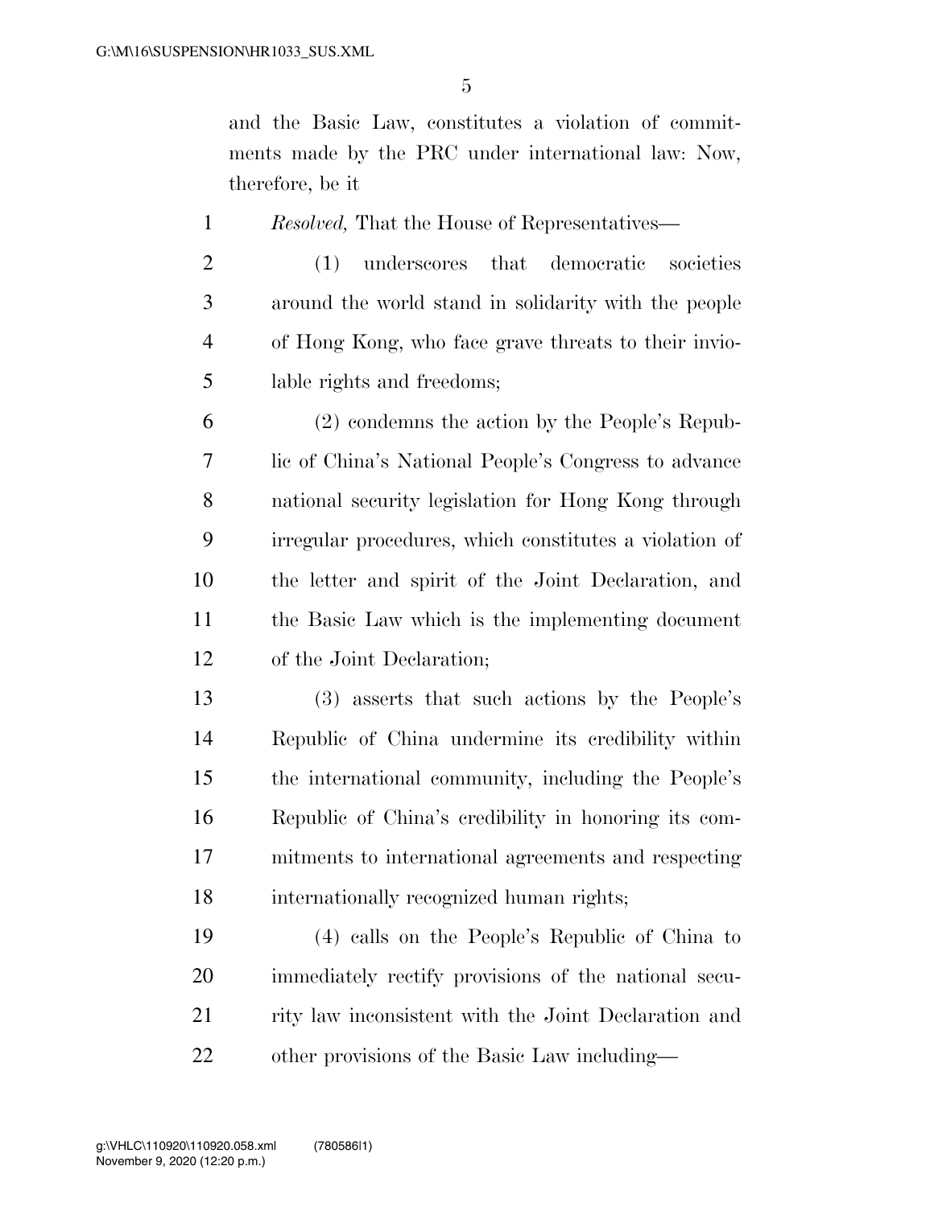and the Basic Law, constitutes a violation of commitments made by the PRC under international law: Now, therefore, be it

*Resolved,* That the House of Representatives—

(1) underscores that democratic societies around the world stand in solidarity with the people of Hong Kong, who face grave threats to their inviolable rights and freedoms;

(2) condemns the action by the People's Republic of China's National People's Congress to advance national security legislation for Hong Kong through irregular procedures, which constitutes a violation of the letter and spirit of the Joint Declaration, and the Basic Law which is the implementing document of the Joint Declaration;

(3) asserts that such actions by the People's Republic of China undermine its credibility within the international community, including the People's Republic of China's credibility in honoring its commitments to international agreements and respecting internationally recognized human rights;

(4) calls on the People's Republic of China to immediately rectify provisions of the national security law inconsistent with the Joint Declaration and other provisions of the Basic Law including—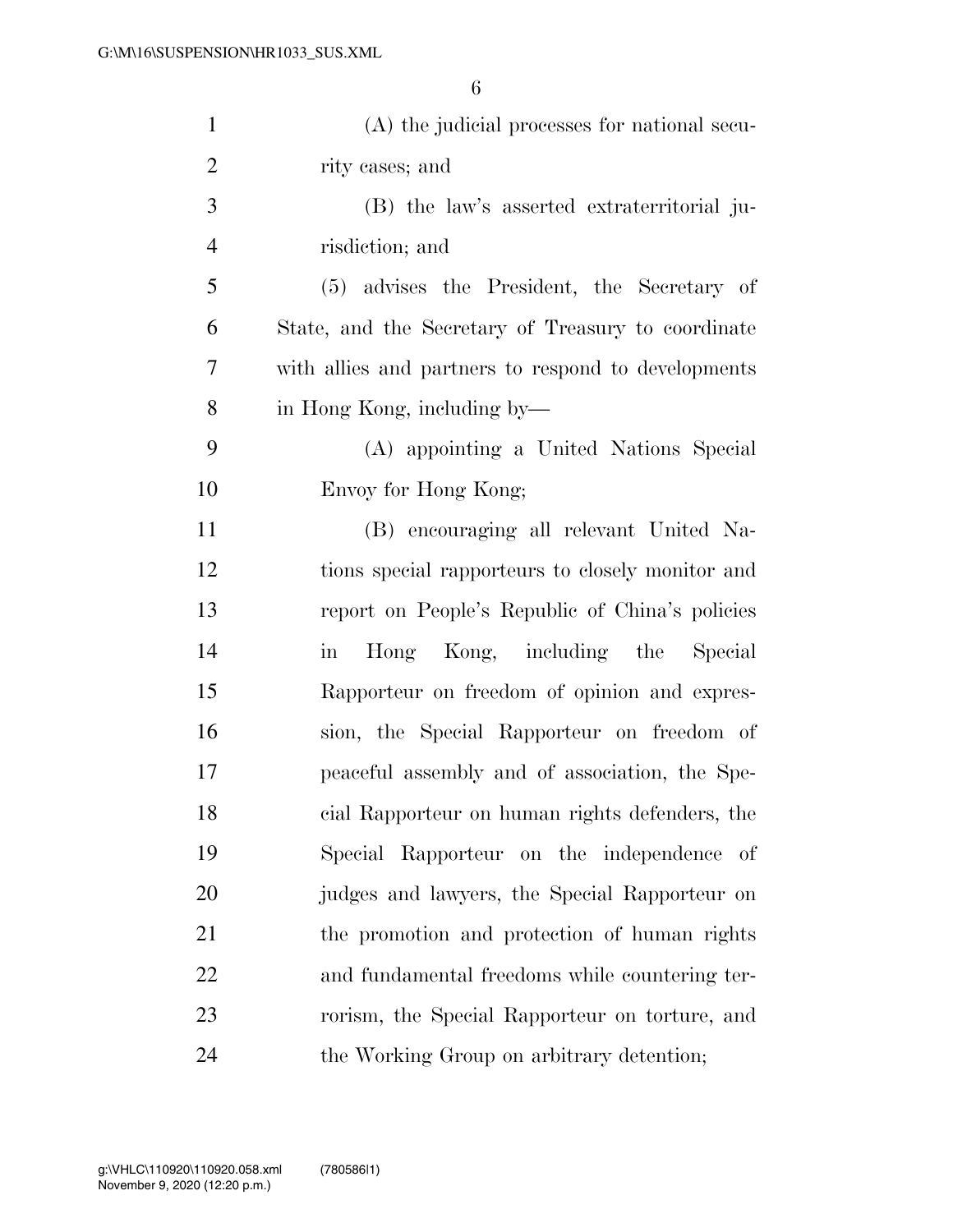(A) the judicial processes for national security cases; and

(B) the law's asserted extraterritorial jurisdiction; and

(5) advises the President, the Secretary of State, and the Secretary of Treasury to coordinate with allies and partners to respond to developments in Hong Kong, including by—

(A) appointing a United Nations Special Envoy for Hong Kong;

(B) encouraging all relevant United Nations special rapporteurs to closely monitor and report on People's Republic of China's policies in Hong Kong, including the Special Rapporteur on freedom of opinion and expression, the Special Rapporteur on freedom of peaceful assembly and of association, the Special Rapporteur on human rights defenders, the Special Rapporteur on the independence of judges and lawyers, the Special Rapporteur on the promotion and protection of human rights and fundamental freedoms while countering terrorism, the Special Rapporteur on torture, and the Working Group on arbitrary detention;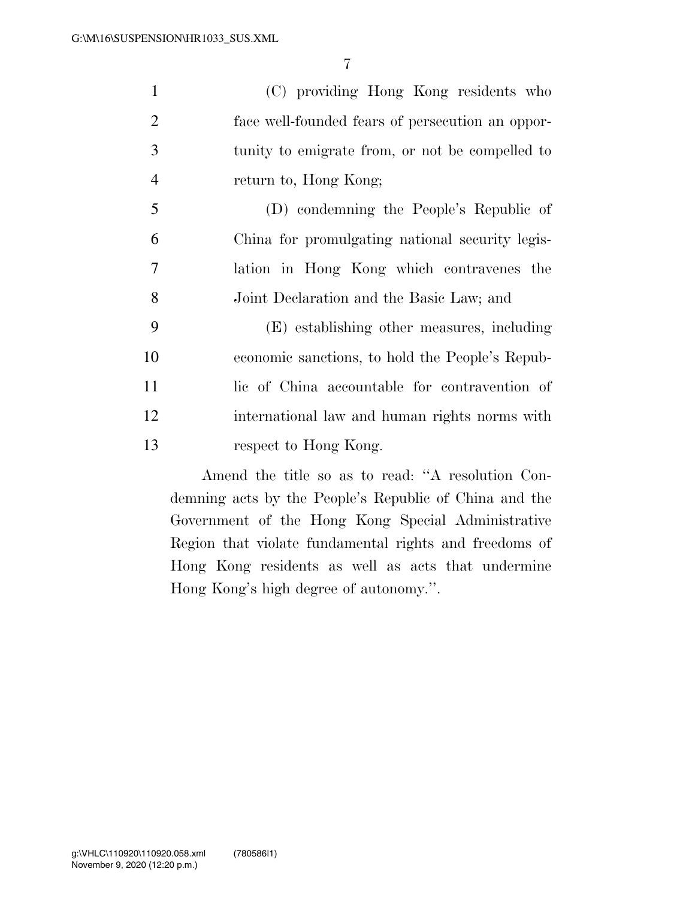(C) providing Hong Kong residents who face well-founded fears of persecution an opportunity to emigrate from, or not be compelled to return to, Hong Kong;

(D) condemning the People's Republic of China for promulgating national security legislation in Hong Kong which contravenes the Joint Declaration and the Basic Law; and

(E) establishing other measures, including economic sanctions, to hold the People's Republic of China accountable for contravention of international law and human rights norms with respect to Hong Kong.

Amend the title so as to read: "A resolution Condemning acts by the People's Republic of China and the Government of the Hong Kong Special Administrative Region that violate fundamental rights and freedoms of Hong Kong residents as well as acts that undermine Hong Kong's high degree of autonomy.".